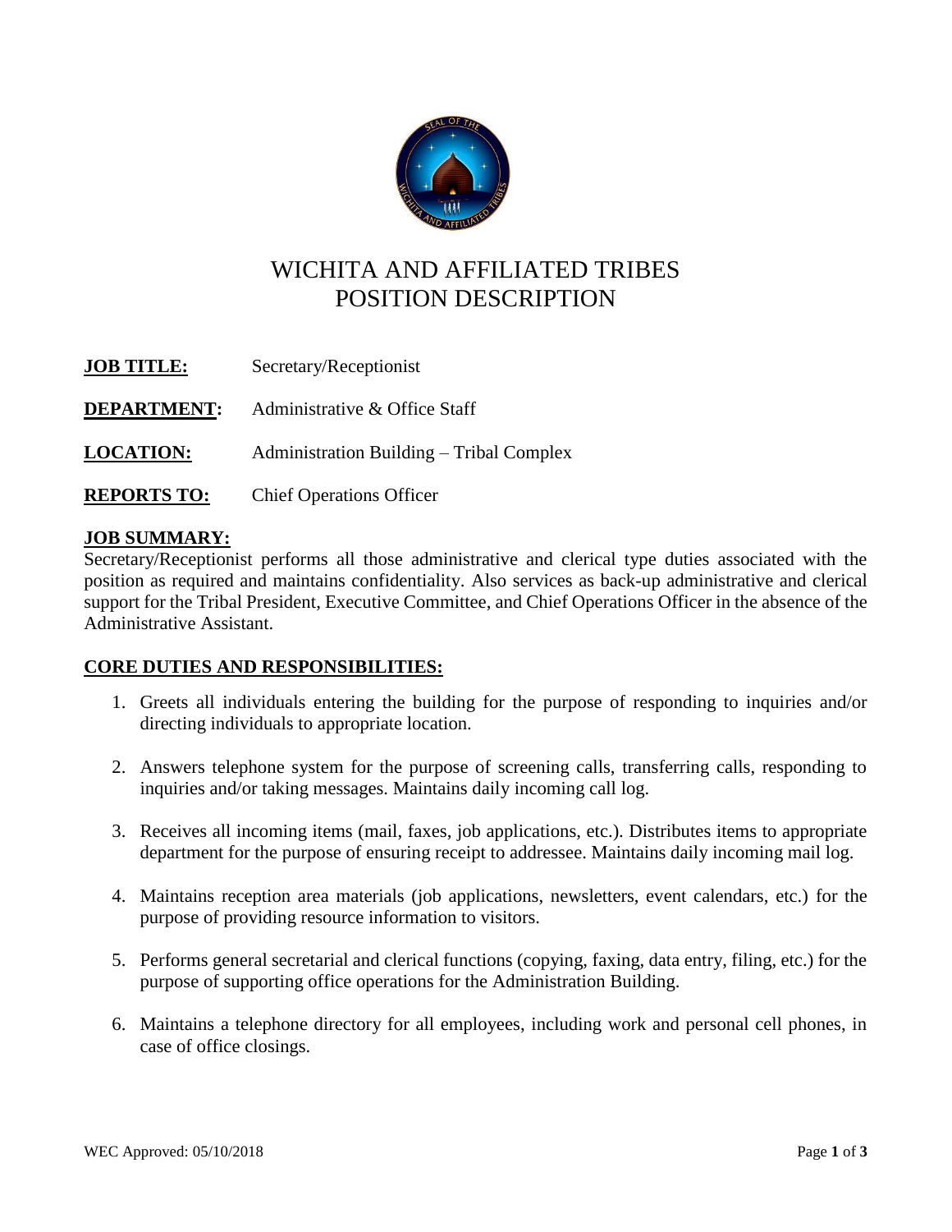# WICHITA AND AFFILIATED TRIBES
# POSITION DESCRIPTION

**JOB TITLE:** Secretary/Receptionist

**DEPARTMENT:** Administrative & Office Staff

**LOCATION:** Administration Building – Tribal Complex

**REPORTS TO:** Chief Operations Officer

## JOB SUMMARY:

Secretary/Receptionist performs all those administrative and clerical type duties associated with the position as required and maintains confidentiality. Also services as back-up administrative and clerical support for the Tribal President, Executive Committee, and Chief Operations Officer in the absence of the Administrative Assistant.

## CORE DUTIES AND RESPONSIBILITIES:

1. Greets all individuals entering the building for the purpose of responding to inquiries and/or directing individuals to appropriate location.

2. Answers telephone system for the purpose of screening calls, transferring calls, responding to inquiries and/or taking messages. Maintains daily incoming call log.

3. Receives all incoming items (mail, faxes, job applications, etc.). Distributes items to appropriate department for the purpose of ensuring receipt to addressee. Maintains daily incoming mail log.

4. Maintains reception area materials (job applications, newsletters, event calendars, etc.) for the purpose of providing resource information to visitors.

5. Performs general secretarial and clerical functions (copying, faxing, data entry, filing, etc.) for the purpose of supporting office operations for the Administration Building.

6. Maintains a telephone directory for all employees, including work and personal cell phones, in case of office closings.

WEC Approved: 05/10/2018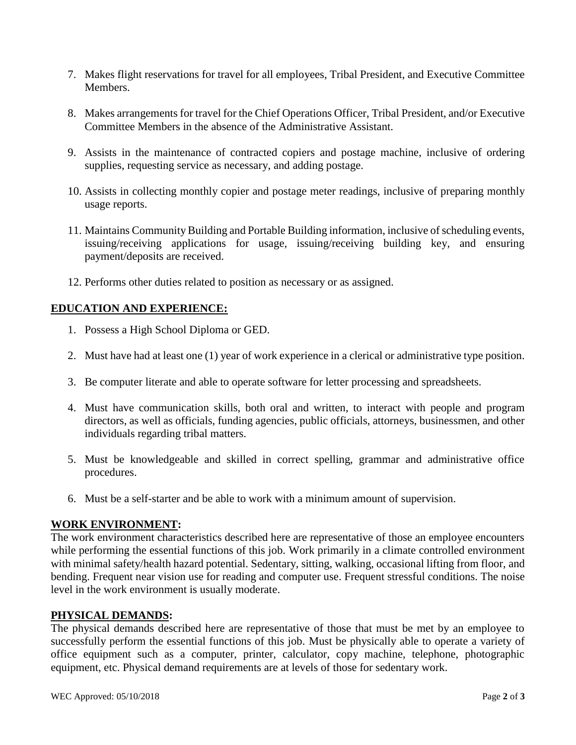7. Makes flight reservations for travel for all employees, Tribal President, and Executive Committee Members.

8. Makes arrangements for travel for the Chief Operations Officer, Tribal President, and/or Executive Committee Members in the absence of the Administrative Assistant.

9. Assists in the maintenance of contracted copiers and postage machine, inclusive of ordering supplies, requesting service as necessary, and adding postage.

10. Assists in collecting monthly copier and postage meter readings, inclusive of preparing monthly usage reports.

11. Maintains Community Building and Portable Building information, inclusive of scheduling events, issuing/receiving applications for usage, issuing/receiving building key, and ensuring payment/deposits are received.

12. Performs other duties related to position as necessary or as assigned.

## EDUCATION AND EXPERIENCE:

1. Possess a High School Diploma or GED.

2. Must have had at least one (1) year of work experience in a clerical or administrative type position.

3. Be computer literate and able to operate software for letter processing and spreadsheets.

4. Must have communication skills, both oral and written, to interact with people and program directors, as well as officials, funding agencies, public officials, attorneys, businessmen, and other individuals regarding tribal matters.

5. Must be knowledgeable and skilled in correct spelling, grammar and administrative office procedures.

6. Must be a self-starter and be able to work with a minimum amount of supervision.

## WORK ENVIRONMENT:

The work environment characteristics described here are representative of those an employee encounters while performing the essential functions of this job. Work primarily in a climate controlled environment with minimal safety/health hazard potential. Sedentary, sitting, walking, occasional lifting from floor, and bending. Frequent near vision use for reading and computer use. Frequent stressful conditions. The noise level in the work environment is usually moderate.

## PHYSICAL DEMANDS:

The physical demands described here are representative of those that must be met by an employee to successfully perform the essential functions of this job. Must be physically able to operate a variety of office equipment such as a computer, printer, calculator, copy machine, telephone, photographic equipment, etc. Physical demand requirements are at levels of those for sedentary work.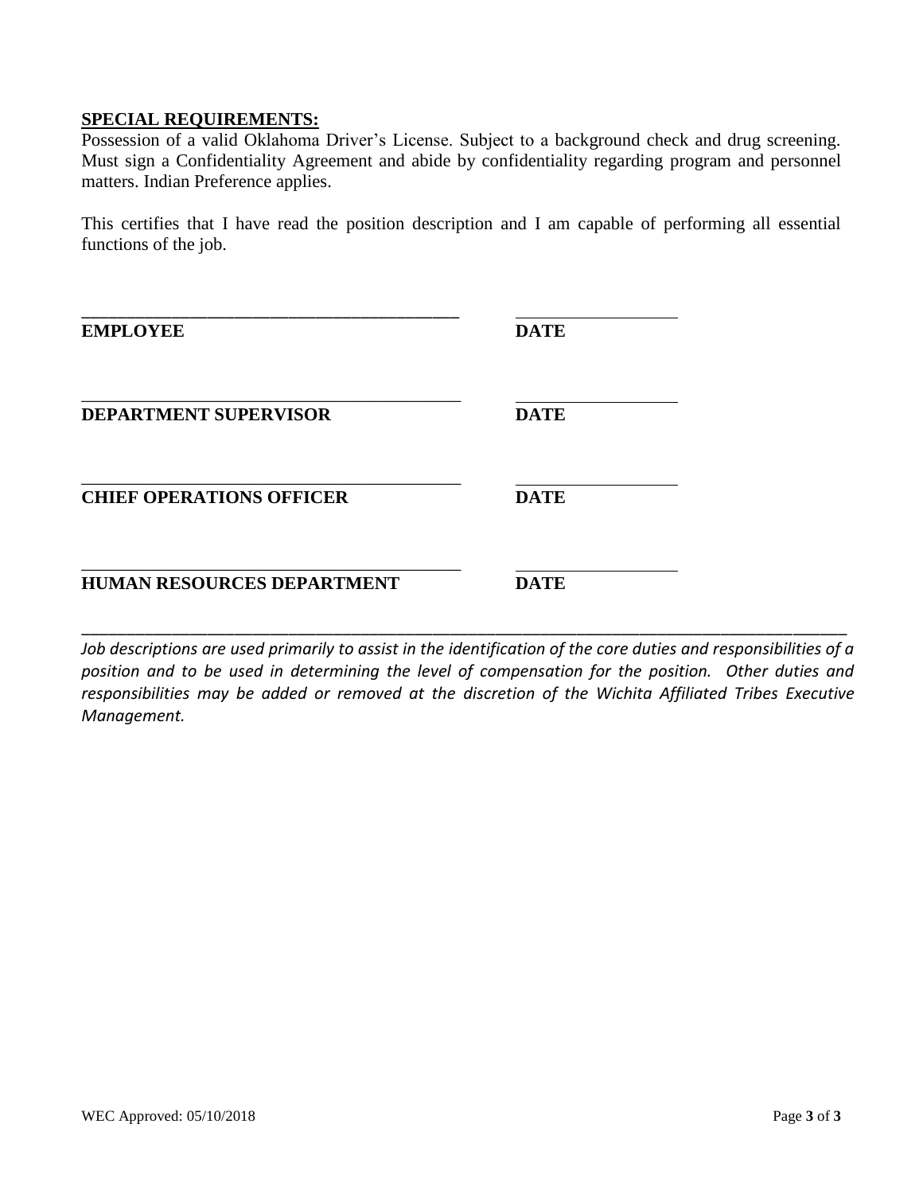**SPECIAL REQUIREMENTS:**

Possession of a valid Oklahoma Driver's License. Subject to a background check and drug screening. Must sign a Confidentiality Agreement and abide by confidentiality regarding program and personnel matters. Indian Preference applies.

This certifies that I have read the position description and I am capable of performing all essential functions of the job.

___________________________________________ ___________________

**EMPLOYEE** **DATE**

___________________________________________ ___________________

**DEPARTMENT SUPERVISOR** **DATE**

___________________________________________ ___________________

**CHIEF OPERATIONS OFFICER** **DATE**

___________________________________________ ___________________

**HUMAN RESOURCES DEPARTMENT** **DATE**

---

*Job descriptions are used primarily to assist in the identification of the core duties and responsibilities of a position and to be used in determining the level of compensation for the position. Other duties and responsibilities may be added or removed at the discretion of the Wichita Affiliated Tribes Executive Management.*

WEC Approved: 05/10/2018